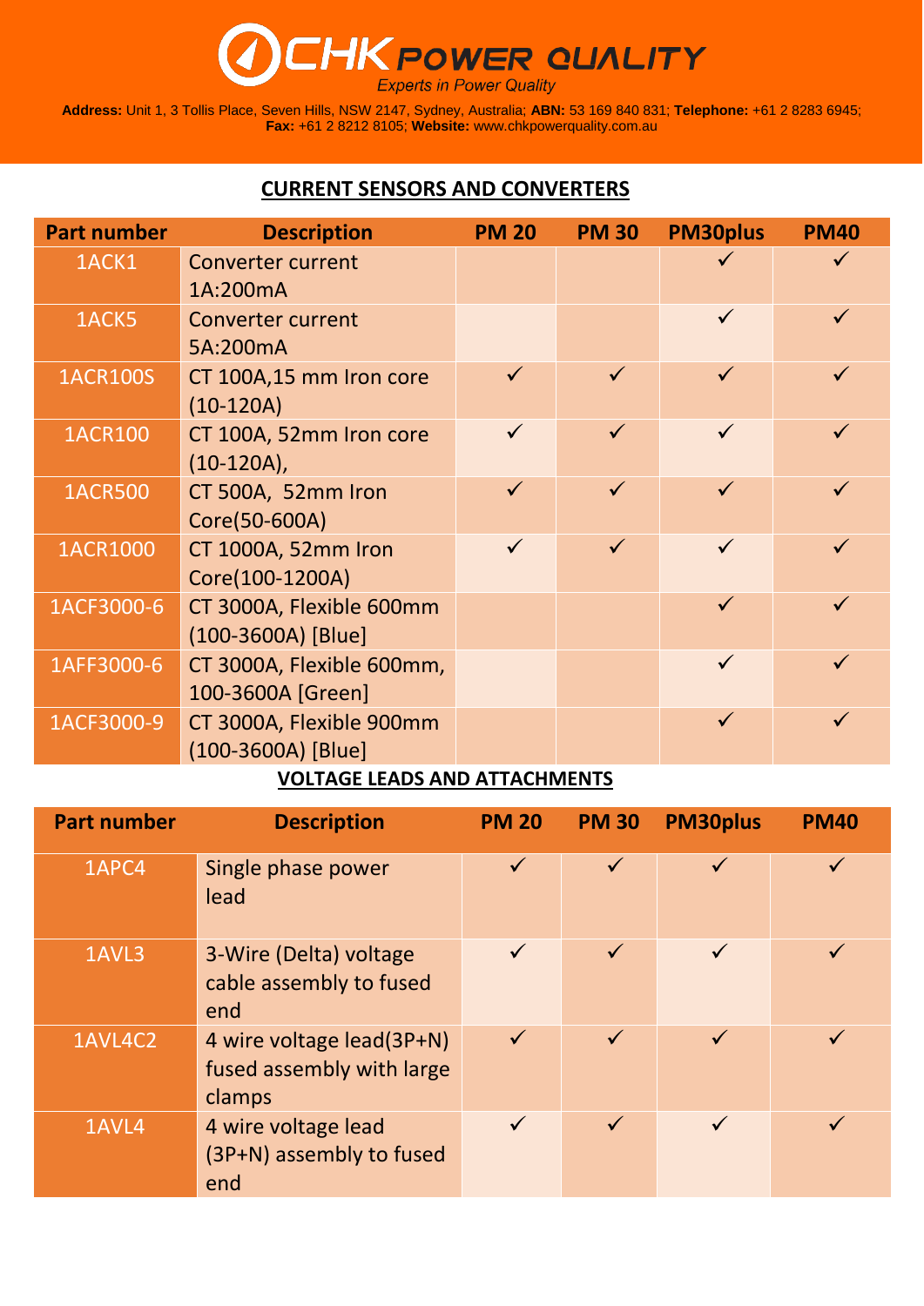# CHK POWER QUALITY

*Experts in Power Quality*

**Address:** Unit 1, 3 Tollis Place, Seven Hills, NSW 2147, Sydney, Australia; **ABN:** 53 169 840 831; **Telephone:** +61 2 8283 6945; **Fax:** +61 2 8212 8105; **Website:** www.chkpowerquality.com.au

## CURRENT SENSORS AND CONVERTERS

| Part number | Description | PM 20 | PM 30 | PM30plus | PM40 |
|---|---|---|---|---|---|
| 1ACK1 | Converter current 1A:200mA | | | ✓ | ✓ |
| 1ACK5 | Converter current 5A:200mA | | | ✓ | ✓ |
| 1ACR100S | CT 100A,15 mm Iron core (10-120A) | ✓ | ✓ | ✓ | ✓ |
| 1ACR100 | CT 100A, 52mm Iron core (10-120A), | ✓ | ✓ | ✓ | ✓ |
| 1ACR500 | CT 500A, 52mm Iron Core(50-600A) | ✓ | ✓ | ✓ | ✓ |
| 1ACR1000 | CT 1000A, 52mm Iron Core(100-1200A) | ✓ | ✓ | ✓ | ✓ |
| 1ACF3000-6 | CT 3000A, Flexible 600mm (100-3600A) [Blue] | | | ✓ | ✓ |
| 1AFF3000-6 | CT 3000A, Flexible 600mm, 100-3600A [Green] | | | ✓ | ✓ |
| 1ACF3000-9 | CT 3000A, Flexible 900mm (100-3600A) [Blue] | | | ✓ | ✓ |

## VOLTAGE LEADS AND ATTACHMENTS

| Part number | Description | PM 20 | PM 30 | PM30plus | PM40 |
|---|---|---|---|---|---|
| 1APC4 | Single phase power lead | ✓ | ✓ | ✓ | ✓ |
| 1AVL3 | 3-Wire (Delta) voltage cable assembly to fused end | ✓ | ✓ | ✓ | ✓ |
| 1AVL4C2 | 4 wire voltage lead(3P+N) fused assembly with large clamps | ✓ | ✓ | ✓ | ✓ |
| 1AVL4 | 4 wire voltage lead (3P+N) assembly to fused end | ✓ | ✓ | ✓ | ✓ |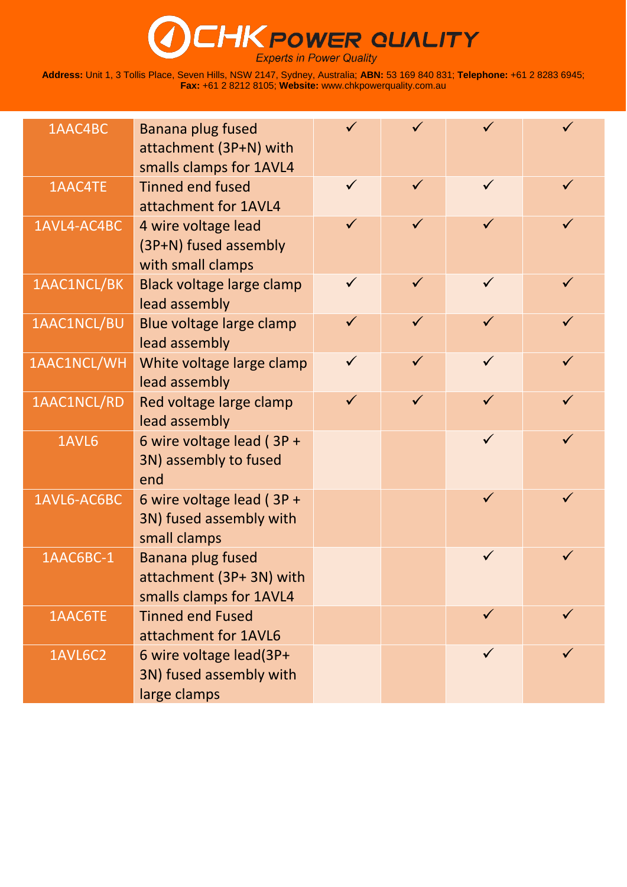| | | | | | |
|---|---|---|---|---|---|
| 1AAC4BC | Banana plug fused attachment (3P+N) with smalls clamps for 1AVL4 | ✓ | ✓ | ✓ | ✓ |
| 1AAC4TE | Tinned end fused attachment for 1AVL4 | ✓ | ✓ | ✓ | ✓ |
| 1AVL4-AC4BC | 4 wire voltage lead (3P+N) fused assembly with small clamps | ✓ | ✓ | ✓ | ✓ |
| 1AAC1NCL/BK | Black voltage large clamp lead assembly | ✓ | ✓ | ✓ | ✓ |
| 1AAC1NCL/BU | Blue voltage large clamp lead assembly | ✓ | ✓ | ✓ | ✓ |
| 1AAC1NCL/WH | White voltage large clamp lead assembly | ✓ | ✓ | ✓ | ✓ |
| 1AAC1NCL/RD | Red voltage large clamp lead assembly | ✓ | ✓ | ✓ | ✓ |
| 1AVL6 | 6 wire voltage lead ( 3P + 3N) assembly to fused end | | | ✓ | ✓ |
| 1AVL6-AC6BC | 6 wire voltage lead ( 3P + 3N) fused assembly with small clamps | | | ✓ | ✓ |
| 1AAC6BC-1 | Banana plug fused attachment (3P+ 3N) with smalls clamps for 1AVL4 | | | ✓ | ✓ |
| 1AAC6TE | Tinned end Fused attachment for 1AVL6 | | | ✓ | ✓ |
| 1AVL6C2 | 6 wire voltage lead(3P+ 3N) fused assembly with large clamps | | | ✓ | ✓ |